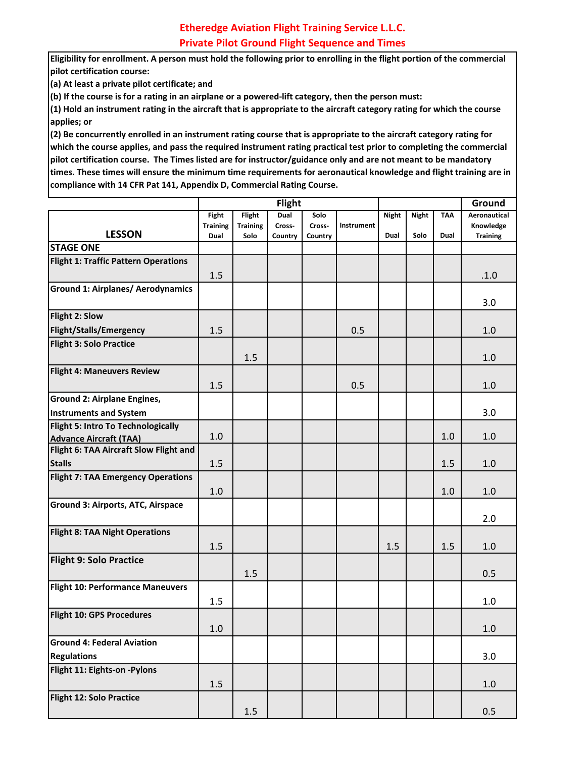# Etheredge Aviation Flight Training Service L.L.C.
## Private Pilot Ground Flight Sequence and Times

**Eligibility for enrollment. A person must hold the following prior to enrolling in the flight portion of the commercial pilot certification course:**
**(a) At least a private pilot certificate; and**
**(b) If the course is for a rating in an airplane or a powered-lift category, then the person must:**
**(1) Hold an instrument rating in the aircraft that is appropriate to the aircraft category rating for which the course applies; or**
**(2) Be concurrently enrolled in an instrument rating course that is appropriate to the aircraft category rating for which the course applies, and pass the required instrument rating practical test prior to completing the commercial pilot certification course. The Times listed are for instructor/guidance only and are not meant to be mandatory times. These times will ensure the minimum time requirements for aeronautical knowledge and flight training are in compliance with 14 CFR Pat 141, Appendix D, Commercial Rating Course.**

| | Flight | | | | | | | | Ground |
|---|---|---|---|---|---|---|---|---|---|
| LESSON | Fight Training Dual | Flight Training Solo | Dual Cross-Country | Solo Cross-Country | Instrument | Night Dual | Night Solo | TAA Dual | Aeronautical Knowledge Training |
| **STAGE ONE** | | | | | | | | | |
| **Flight 1: Traffic Pattern Operations** | 1.5 | | | | | | | | .1.0 |
| **Ground 1: Airplanes/ Aerodynamics** | | | | | | | | | 3.0 |
| **Flight 2: Slow Flight/Stalls/Emergency** | 1.5 | | | | 0.5 | | | | 1.0 |
| **Flight 3: Solo Practice** | | 1.5 | | | | | | | 1.0 |
| **Flight 4: Maneuvers Review** | 1.5 | | | | 0.5 | | | | 1.0 |
| **Ground 2: Airplane Engines, Instruments and System** | | | | | | | | | 3.0 |
| **Flight 5: Intro To Technologically Advance Aircraft (TAA)** | 1.0 | | | | | | | 1.0 | 1.0 |
| **Flight 6: TAA Aircraft Slow Flight and Stalls** | 1.5 | | | | | | | 1.5 | 1.0 |
| **Flight 7: TAA Emergency Operations** | 1.0 | | | | | | | 1.0 | 1.0 |
| **Ground 3: Airports, ATC, Airspace** | | | | | | | | | 2.0 |
| **Flight 8: TAA Night Operations** | 1.5 | | | | | 1.5 | | 1.5 | 1.0 |
| **Flight 9: Solo Practice** | | 1.5 | | | | | | | 0.5 |
| **Flight 10: Performance Maneuvers** | 1.5 | | | | | | | | 1.0 |
| **Flight 10: GPS Procedures** | 1.0 | | | | | | | | 1.0 |
| **Ground 4: Federal Aviation Regulations** | | | | | | | | | 3.0 |
| **Flight 11: Eights-on -Pylons** | 1.5 | | | | | | | | 1.0 |
| **Flight 12: Solo Practice** | | 1.5 | | | | | | | 0.5 |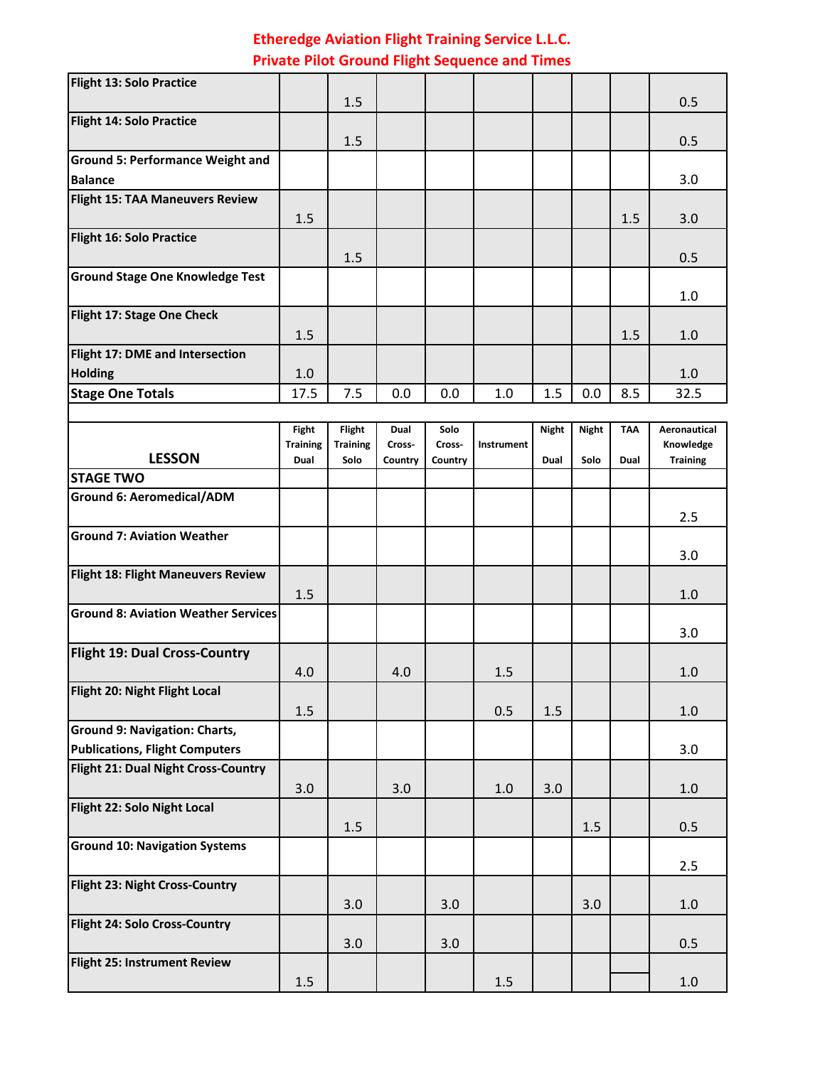# Etheredge Aviation Flight Training Service L.L.C.
## Private Pilot Ground Flight Sequence and Times

| LESSON | Fight Training Dual | Flight Training Solo | Dual Cross-Country | Solo Cross-Country | Instrument | Night Dual | Night Solo | TAA Dual | Aeronautical Knowledge Training |
|---|---|---|---|---|---|---|---|---|---|
| Flight 13: Solo Practice | | 1.5 | | | | | | | 0.5 |
| Flight 14: Solo Practice | | 1.5 | | | | | | | 0.5 |
| Ground 5: Performance Weight and Balance | | | | | | | | | 3.0 |
| Flight 15: TAA Maneuvers Review | 1.5 | | | | | | | 1.5 | 3.0 |
| Flight 16: Solo Practice | | 1.5 | | | | | | | 0.5 |
| Ground Stage One Knowledge Test | | | | | | | | | 1.0 |
| Flight 17: Stage One Check | 1.5 | | | | | | | 1.5 | 1.0 |
| Flight 17: DME and Intersection Holding | 1.0 | | | | | | | | 1.0 |
| **Stage One Totals** | 17.5 | 7.5 | 0.0 | 0.0 | 1.0 | 1.5 | 0.0 | 8.5 | 32.5 |

| LESSON | Fight Training Dual | Flight Training Solo | Dual Cross-Country | Solo Cross-Country | Instrument | Night Dual | Night Solo | TAA Dual | Aeronautical Knowledge Training |
|---|---|---|---|---|---|---|---|---|---|
| **STAGE TWO** | | | | | | | | | |
| Ground 6: Aeromedical/ADM | | | | | | | | | 2.5 |
| Ground 7: Aviation Weather | | | | | | | | | 3.0 |
| Flight 18: Flight Maneuvers Review | 1.5 | | | | | | | | 1.0 |
| Ground 8: Aviation Weather Services | | | | | | | | | 3.0 |
| Flight 19: Dual Cross-Country | 4.0 | | 4.0 | | 1.5 | | | | 1.0 |
| Flight 20: Night Flight Local | 1.5 | | | | 0.5 | 1.5 | | | 1.0 |
| Ground 9: Navigation: Charts, Publications, Flight Computers | | | | | | | | | 3.0 |
| Flight 21: Dual Night Cross-Country | 3.0 | | 3.0 | | 1.0 | 3.0 | | | 1.0 |
| Flight 22: Solo Night Local | | 1.5 | | | | | 1.5 | | 0.5 |
| Ground 10: Navigation Systems | | | | | | | | | 2.5 |
| Flight 23: Night Cross-Country | | 3.0 | | 3.0 | | | 3.0 | | 1.0 |
| Flight 24: Solo Cross-Country | | 3.0 | | 3.0 | | | | | 0.5 |
| Flight 25: Instrument Review | 1.5 | | | | 1.5 | | | | 1.0 |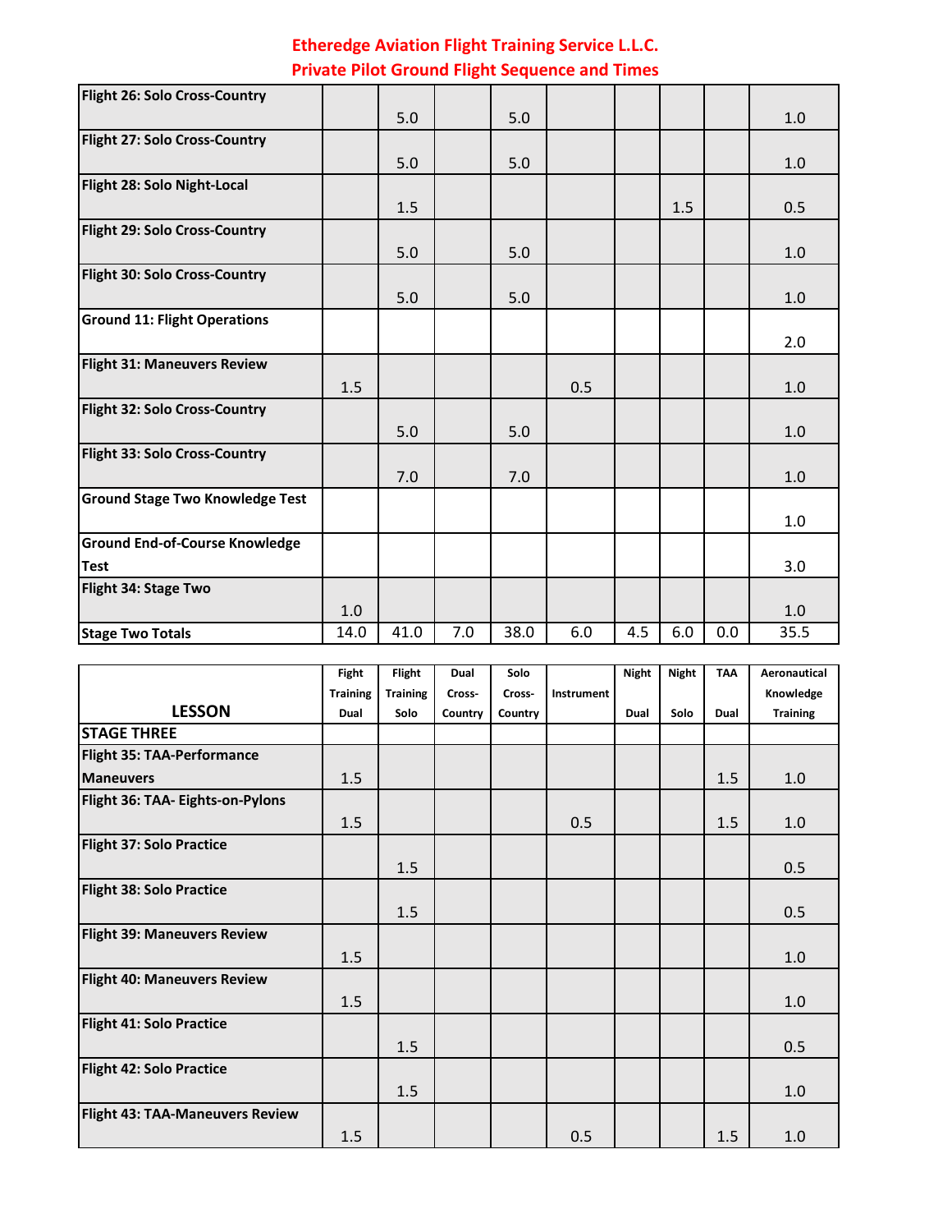**Etheredge Aviation Flight Training Service L.L.C.**
**Private Pilot Ground Flight Sequence and Times**

| | | | | | | | | | |
|---|---|---|---|---|---|---|---|---|---|
| **Flight 26: Solo Cross-Country** | | 5.0 | | 5.0 | | | | | 1.0 |
| **Flight 27: Solo Cross-Country** | | 5.0 | | 5.0 | | | | | 1.0 |
| **Flight 28: Solo Night-Local** | | 1.5 | | | | | 1.5 | | 0.5 |
| **Flight 29: Solo Cross-Country** | | 5.0 | | 5.0 | | | | | 1.0 |
| **Flight 30: Solo Cross-Country** | | 5.0 | | 5.0 | | | | | 1.0 |
| **Ground 11: Flight Operations** | | | | | | | | | 2.0 |
| **Flight 31: Maneuvers Review** | 1.5 | | | | 0.5 | | | | 1.0 |
| **Flight 32: Solo Cross-Country** | | 5.0 | | 5.0 | | | | | 1.0 |
| **Flight 33: Solo Cross-Country** | | 7.0 | | 7.0 | | | | | 1.0 |
| **Ground Stage Two Knowledge Test** | | | | | | | | | 1.0 |
| **Ground End-of-Course Knowledge Test** | | | | | | | | | 3.0 |
| **Flight 34: Stage Two** | 1.0 | | | | | | | | 1.0 |
| **Stage Two Totals** | 14.0 | 41.0 | 7.0 | 38.0 | 6.0 | 4.5 | 6.0 | 0.0 | 35.5 |

| **LESSON** | **Fight Training Dual** | **Flight Training Solo** | **Dual Cross-Country** | **Solo Cross-Country** | **Instrument** | **Night Dual** | **Night Solo** | **TAA Dual** | **Aeronautical Knowledge Training** |
|---|---|---|---|---|---|---|---|---|---|
| **STAGE THREE** | | | | | | | | | |
| **Flight 35: TAA-Performance Maneuvers** | 1.5 | | | | | | | 1.5 | 1.0 |
| **Flight 36: TAA- Eights-on-Pylons** | 1.5 | | | | 0.5 | | | 1.5 | 1.0 |
| **Flight 37: Solo Practice** | | 1.5 | | | | | | | 0.5 |
| **Flight 38: Solo Practice** | | 1.5 | | | | | | | 0.5 |
| **Flight 39: Maneuvers Review** | 1.5 | | | | | | | | 1.0 |
| **Flight 40: Maneuvers Review** | 1.5 | | | | | | | | 1.0 |
| **Flight 41: Solo Practice** | | 1.5 | | | | | | | 0.5 |
| **Flight 42: Solo Practice** | | 1.5 | | | | | | | 1.0 |
| **Flight 43: TAA-Maneuvers Review** | 1.5 | | | | 0.5 | | | 1.5 | 1.0 |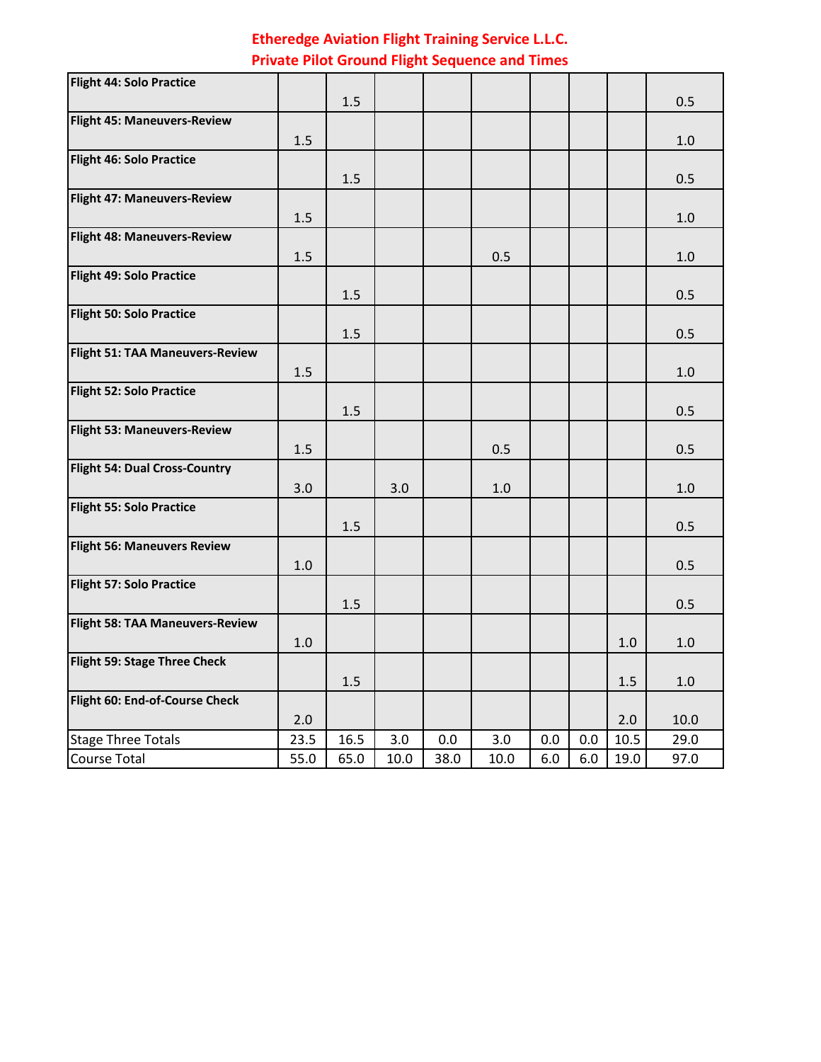# Etheredge Aviation Flight Training Service L.L.C.
## Private Pilot Ground Flight Sequence and Times

| | | | | | | | | | |
|---|---|---|---|---|---|---|---|---|---|
| **Flight 44: Solo Practice** | | 1.5 | | | | | | | 0.5 |
| **Flight 45: Maneuvers-Review** | 1.5 | | | | | | | | 1.0 |
| **Flight 46: Solo Practice** | | 1.5 | | | | | | | 0.5 |
| **Flight 47: Maneuvers-Review** | 1.5 | | | | | | | | 1.0 |
| **Flight 48: Maneuvers-Review** | 1.5 | | | | 0.5 | | | | 1.0 |
| **Flight 49: Solo Practice** | | 1.5 | | | | | | | 0.5 |
| **Flight 50: Solo Practice** | | 1.5 | | | | | | | 0.5 |
| **Flight 51: TAA Maneuvers-Review** | 1.5 | | | | | | | | 1.0 |
| **Flight 52: Solo Practice** | | 1.5 | | | | | | | 0.5 |
| **Flight 53: Maneuvers-Review** | 1.5 | | | | 0.5 | | | | 0.5 |
| **Flight 54: Dual Cross-Country** | 3.0 | | 3.0 | | 1.0 | | | | 1.0 |
| **Flight 55: Solo Practice** | | 1.5 | | | | | | | 0.5 |
| **Flight 56: Maneuvers Review** | 1.0 | | | | | | | | 0.5 |
| **Flight 57: Solo Practice** | | 1.5 | | | | | | | 0.5 |
| **Flight 58: TAA Maneuvers-Review** | 1.0 | | | | | | | 1.0 | 1.0 |
| **Flight 59: Stage Three Check** | | 1.5 | | | | | | 1.5 | 1.0 |
| **Flight 60: End-of-Course Check** | 2.0 | | | | | | | 2.0 | 10.0 |
| Stage Three Totals | 23.5 | 16.5 | 3.0 | 0.0 | 3.0 | 0.0 | 0.0 | 10.5 | 29.0 |
| Course Total | 55.0 | 65.0 | 10.0 | 38.0 | 10.0 | 6.0 | 6.0 | 19.0 | 97.0 |